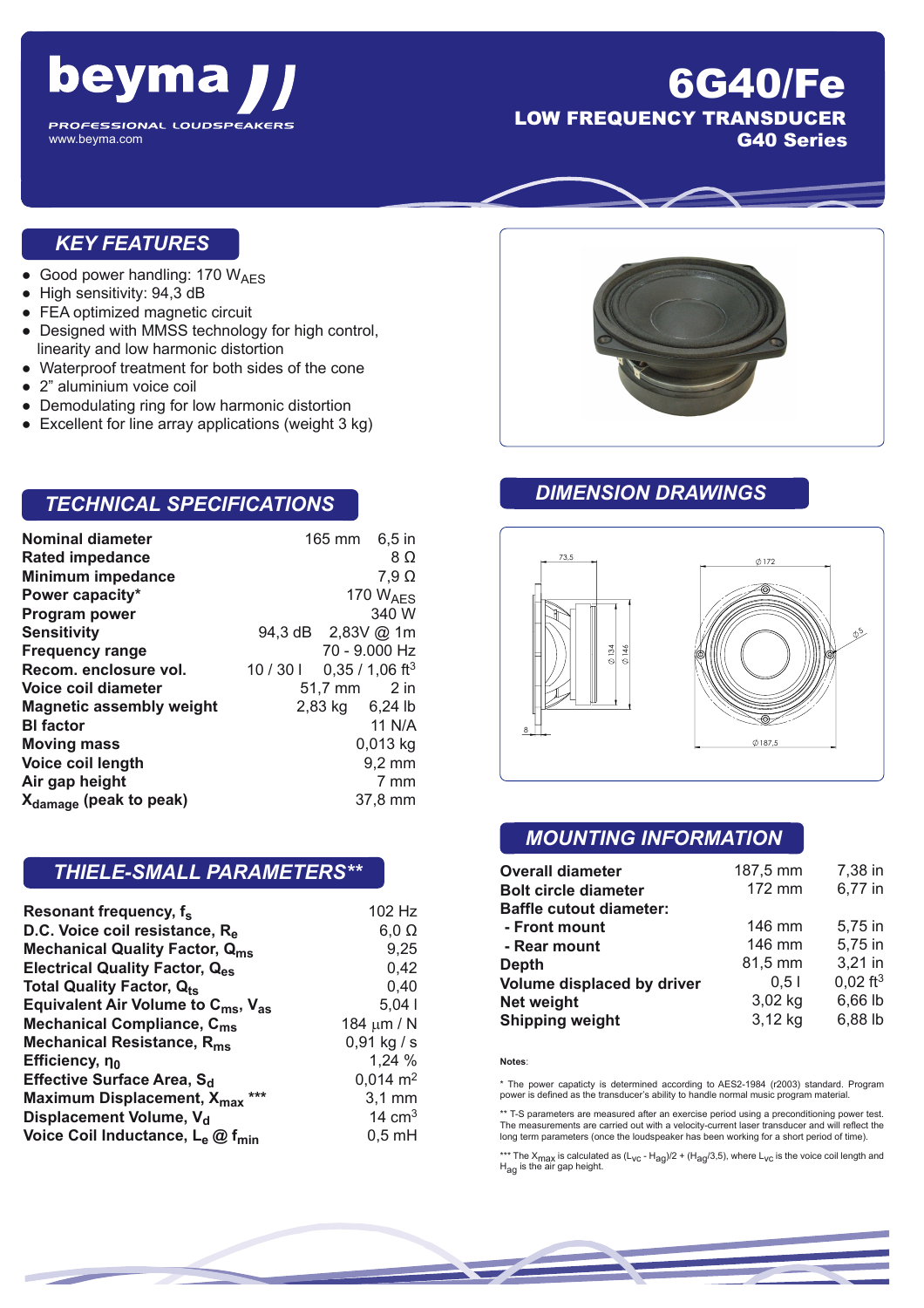# beyma

PROFESSIONAL LOUDSPEAKERS
www.beyma.com

# 6G40/Fe

## LOW FREQUENCY TRANSDUCER
## G40 Series

## KEY FEATURES

- Good power handling: 170 $W_{AES}$
- High sensitivity: 94,3 dB
- FEA optimized magnetic circuit
- Designed with MMSS technology for high control, linearity and low harmonic distortion
- Waterproof treatment for both sides of the cone
- 2" aluminium voice coil
- Demodulating ring for low harmonic distortion
- Excellent for line array applications (weight 3 kg)

## TECHNICAL SPECIFICATIONS

| | | |
|---|---|---|
| **Nominal diameter** | 165 mm | 6,5 in |
| **Rated impedance** | | 8 Ω |
| **Minimum impedance** | | 7,9 Ω |
| **Power capacity*** | | 170 $W_{AES}$ |
| **Program power** | | 340 W |
| **Sensitivity** | 94,3 dB | 2,83V @ 1m |
| **Frequency range** | | 70 - 9.000 Hz |
| **Recom. enclosure vol.** | 10 / 30 l | 0,35 / 1,06 $ft^3$ |
| **Voice coil diameter** | 51,7 mm | 2 in |
| **Magnetic assembly weight** | 2,83 kg | 6,24 lb |
| **Bl factor** | | 11 N/A |
| **Moving mass** | | 0,013 kg |
| **Voice coil length** | | 9,2 mm |
| **Air gap height** | | 7 mm |
| **$X_{damage}$ (peak to peak)** | | 37,8 mm |

## THIELE-SMALL PARAMETERS**

| | |
|---|---|
| **Resonant frequency, $f_s$** | 102 Hz |
| **D.C. Voice coil resistance, $R_e$** | 6,0 Ω |
| **Mechanical Quality Factor, $Q_{ms}$** | 9,25 |
| **Electrical Quality Factor, $Q_{es}$** | 0,42 |
| **Total Quality Factor, $Q_{ts}$** | 0,40 |
| **Equivalent Air Volume to $C_{ms}$, $V_{as}$** | 5,04 l |
| **Mechanical Compliance, $C_{ms}$** | 184 μm / N |
| **Mechanical Resistance, $R_{ms}$** | 0,91 kg / s |
| **Efficiency, $\eta_0$** | 1,24 % |
| **Effective Surface Area, $S_d$** | 0,014 $m^2$ |
| **Maximum Displacement, $X_{max}$ *** ** | 3,1 mm |
| **Displacement Volume, $V_d$** | 14 $cm^3$ |
| **Voice Coil Inductance, $L_e$ @ $f_{min}$** | 0,5 mH |

## DIMENSION DRAWINGS

73,5 — Ø 134 — Ø 146 — 8 — Ø 172 — Ø 5 — Ø 187,5

## MOUNTING INFORMATION

| | | |
|---|---|---|
| **Overall diameter** | 187,5 mm | 7,38 in |
| **Bolt circle diameter** | 172 mm | 6,77 in |
| **Baffle cutout diameter:** | | |
| **- Front mount** | 146 mm | 5,75 in |
| **- Rear mount** | 146 mm | 5,75 in |
| **Depth** | 81,5 mm | 3,21 in |
| **Volume displaced by driver** | 0,5 l | 0,02 $ft^3$ |
| **Net weight** | 3,02 kg | 6,66 lb |
| **Shipping weight** | 3,12 kg | 6,88 lb |

**Notes**:

\* The power capacity is determined according to AES2-1984 (r2003) standard. Program power is defined as the transducer's ability to handle normal music program material.

** T-S parameters are measured after an exercise period using a preconditioning power test. The measurements are carried out with a velocity-current laser transducer and will reflect the long term parameters (once the loudspeaker has been working for a short period of time).

*** The $X_{max}$ is calculated as $(L_{VC} - H_{ag})/2 + (H_{ag}/3,5)$, where $L_{VC}$ is the voice coil length and $H_{ag}$ is the air gap height.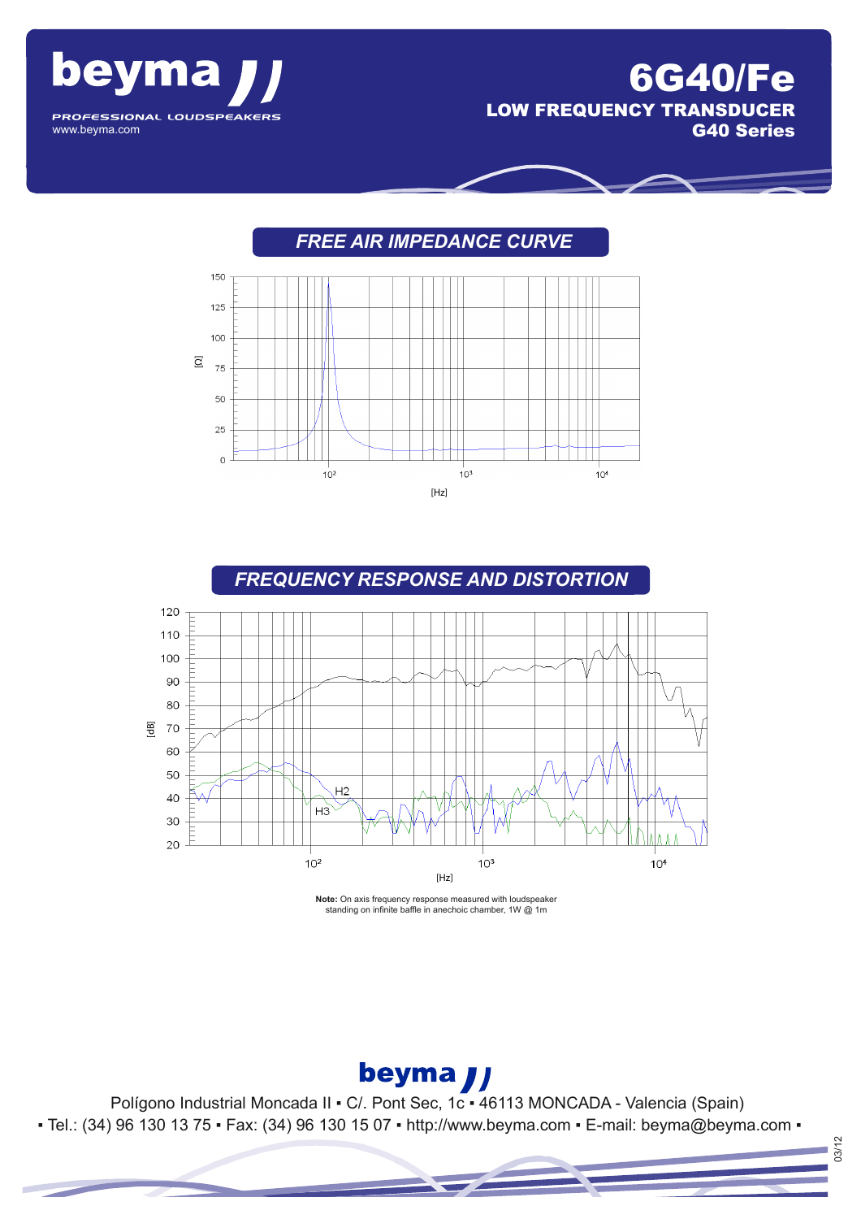beyma

PROFESSIONAL LOUDSPEAKERS

www.beyma.com

# 6G40/Fe

## LOW FREQUENCY TRANSDUCER

## G40 Series

### FREE AIR IMPEDANCE CURVE

150
125
100
75
50
25
0
[Ω]
$10^2$
$10^3$
$10^4$
[Hz]

### FREQUENCY RESPONSE AND DISTORTION

120
110
100
90
80
70
60
50
40
30
20
[dB]
H2
H3
$10^2$
$10^3$
$10^4$
[Hz]

**Note:** On axis frequency response measured with loudspeaker standing on infinite baffle in anechoic chamber, 1W @ 1m

beyma

Polígono Industrial Moncada II ▪ C/. Pont Sec, 1c ▪ 46113 MONCADA - Valencia (Spain)

▪ Tel.: (34) 96 130 13 75 ▪ Fax: (34) 96 130 15 07 ▪ http://www.beyma.com ▪ E-mail: beyma@beyma.com ▪

03/12